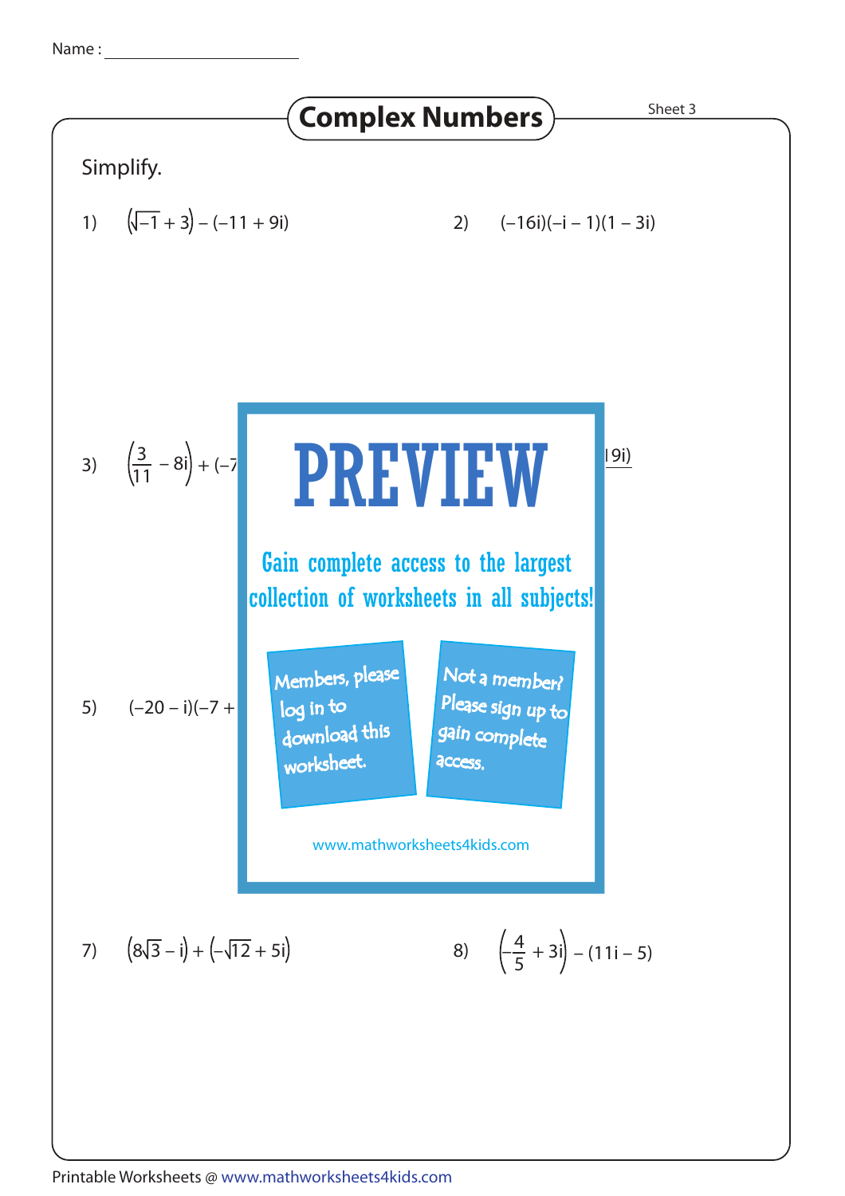Name : ____________________

# Complex Numbers

Sheet 3

Simplify.

1) $\left(\sqrt{-1} + 3\right) - (-11 + 9i)$

2) $(-16i)(-i - 1)(1 - 3i)$

3) $\left(\frac{3}{11} - 8i\right) + (-7$

9i)

**PREVIEW**

Gain complete access to the largest collection of worksheets in all subjects!

Members, please log in to download this worksheet.

Not a member? Please sign up to gain complete access.

www.mathworksheets4kids.com

5) $(-20 - i)(-7 +$

7) $\left(8\sqrt{3} - i\right) + \left(-\sqrt{12} + 5i\right)$

8) $\left(-\frac{4}{5} + 3i\right) - (11i - 5)$

Printable Worksheets @ www.mathworksheets4kids.com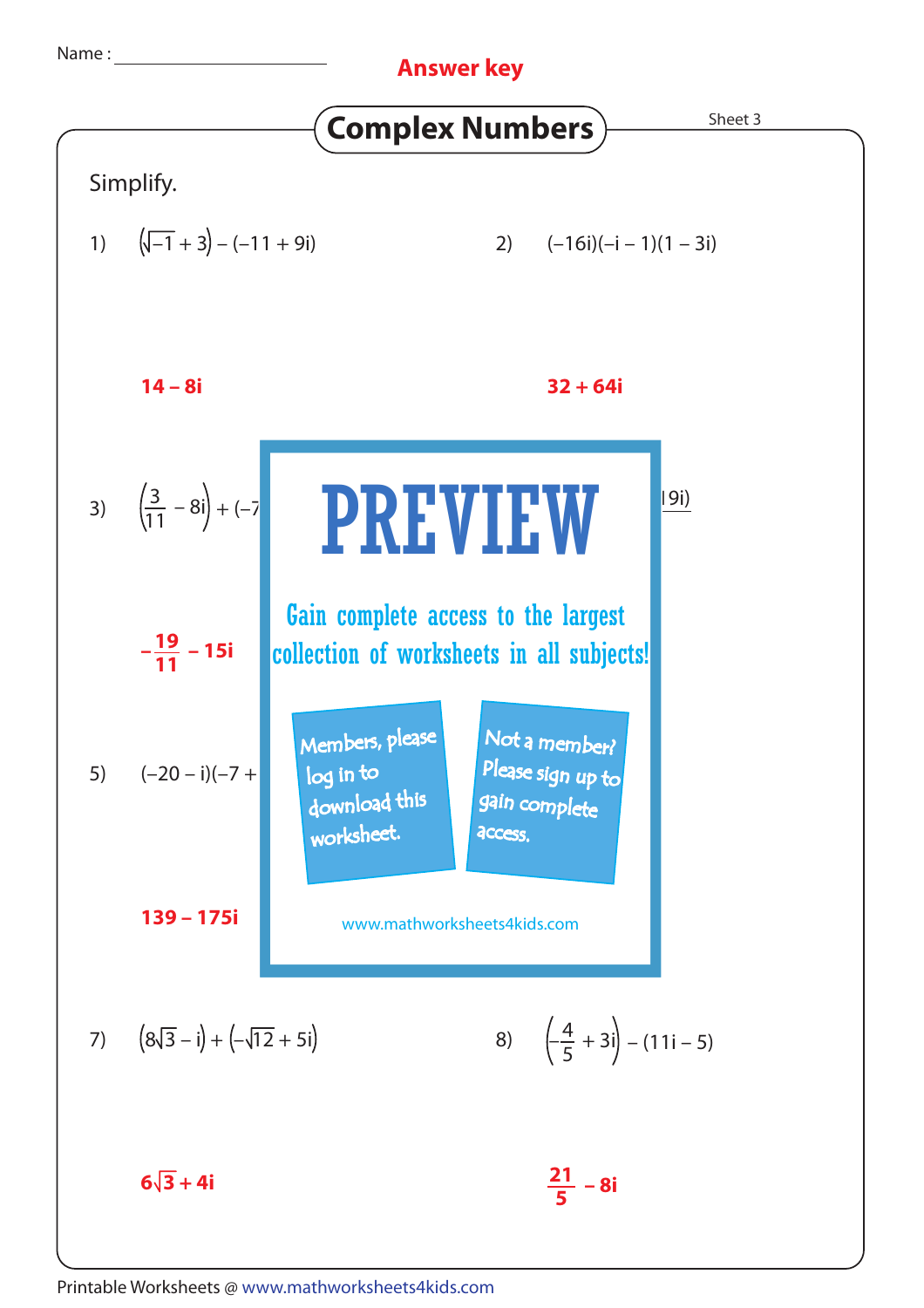Name : ____________________

**Answer key**

# Complex Numbers

Sheet 3

Simplify.

1) $\left(\sqrt{-1} + 3\right) - (-11 + 9i)$

**$14 - 8i$**

2) $(-16i)(-i - 1)(1 - 3i)$

**$32 + 64i$**

3) $\left(\frac{3}{11} - 8i\right) + (-7$

**$-\frac{19}{11} - 15i$**

PREVIEW

Gain complete access to the largest collection of worksheets in all subjects!

Members, please log in to download this worksheet.

Not a member? Please sign up to gain complete access.

www.mathworksheets4kids.com

9i)

5) $(-20 - i)(-7 +$

**$139 - 175i$**

7) $\left(8\sqrt{3} - i\right) + \left(-\sqrt{12} + 5i\right)$

**$6\sqrt{3} + 4i$**

8) $\left(-\frac{4}{5} + 3i\right) - (11i - 5)$

**$\frac{21}{5} - 8i$**